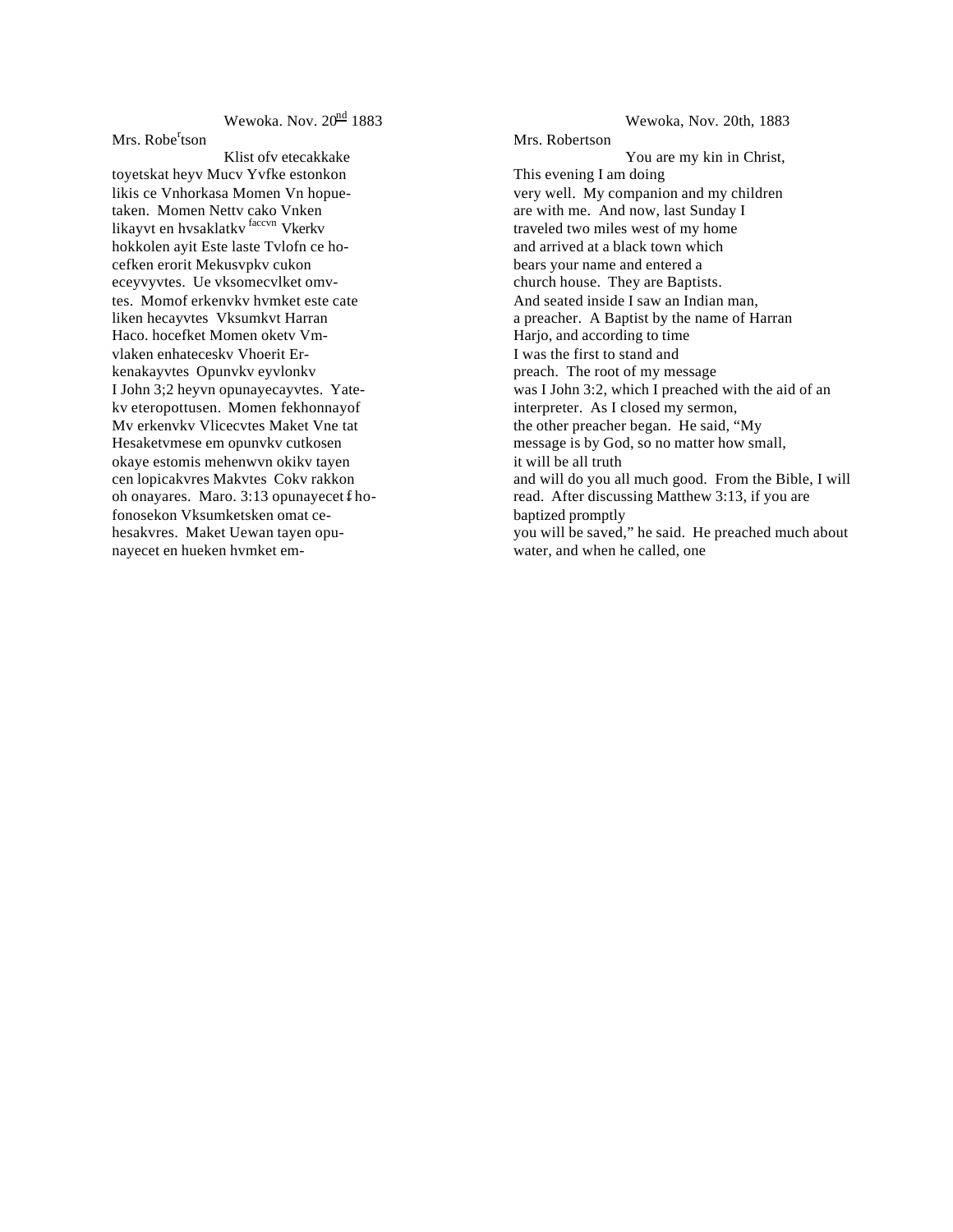Wewoka. Nov. 20[nd] 1883

Mrs. Robe[r]tson

Klist ofv etecakkake
toyetskat heyv Mucv Yvfke estonkon
likis ce Vnhorkasa Momen Vn hopue-
taken. Momen Nettv cako Vnken
likayvt en hvsaklatkv [faccvn] Vkerkv
hokkolen ayit Este laste Tvlofn ce ho-
cefken erorit Mekusvpkv cukon
eceyvyvtes. Ue vksomecvlket omv-
tes. Momof erkenvkv hvmket este cate
liken hecayvtes Vksumkvt Harran
Haco. hocefket Momen oketv Vm-
vlaken enhateceskv Vhoerit Er-
kenakayvtes Opunvkv eyvlonkv
I John 3;2 heyvn opunayecayvtes. Yate-
kv eteropottusen. Momen fekhonnayof
Mv erkenvkv Vlicecvtes Maket Vne tat
Hesaketvmese em opunvkv cutkosen
okaye estomis mehenwvn okikv tayen
cen lopicakvres Makvtes Cokv rakkon
oh onayares. Maro. 3:13 opunayecet ꞙ ho-
fonosekon Vksumketsken omat ce-
hesakvres. Maket Uewan tayen opu-
nayecet en hueken hvmket em-

Wewoka, Nov. 20th, 1883

Mrs. Robertson

You are my kin in Christ,
This evening I am doing
very well. My companion and my children
are with me. And now, last Sunday I
traveled two miles west of my home
and arrived at a black town which
bears your name and entered a
church house. They are Baptists.
And seated inside I saw an Indian man,
a preacher. A Baptist by the name of Harran
Harjo, and according to time
I was the first to stand and
preach. The root of my message
was I John 3:2, which I preached with the aid of an
interpreter. As I closed my sermon,
the other preacher began. He said, "My
message is by God, so no matter how small,
it will be all truth
and will do you all much good. From the Bible, I will
read. After discussing Matthew 3:13, if you are
baptized promptly
you will be saved," he said. He preached much about
water, and when he called, one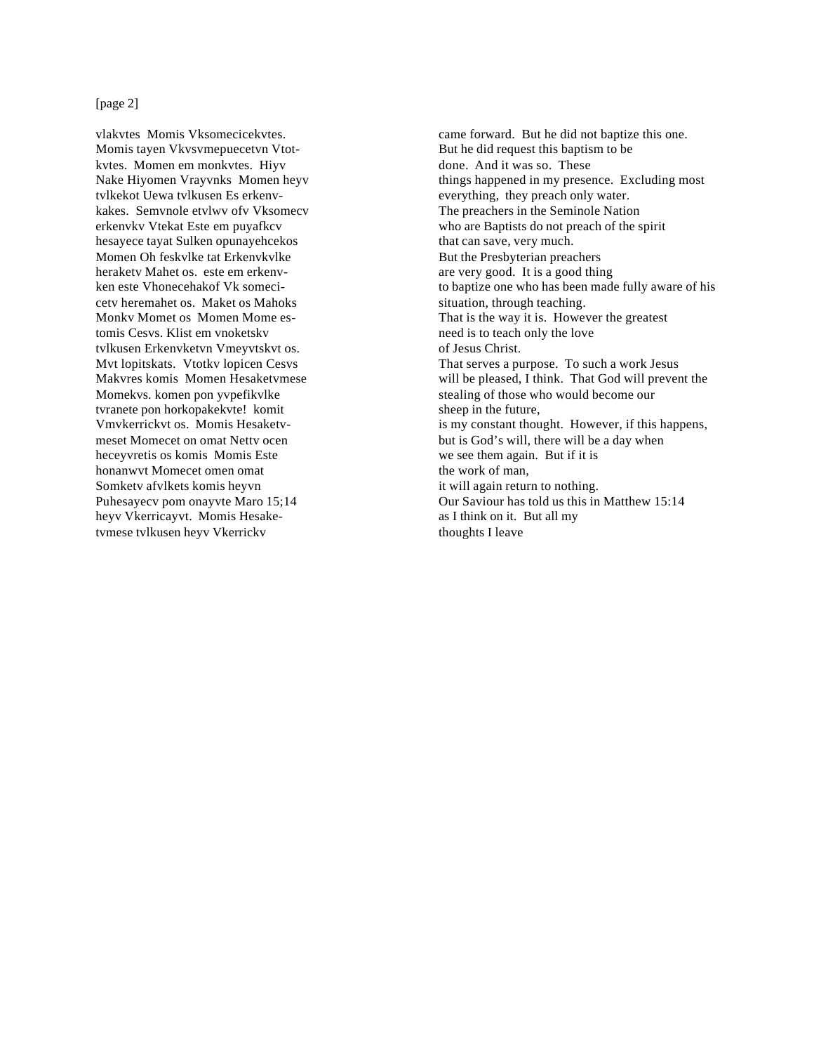[page 2]

vlakvtes  Momis Vksomecicekvtes.
Momis tayen Vkvsvmepuecetvn Vtot-
kvtes.  Momen em monkvtes.  Hiyv
Nake Hiyomen Vrayvnks  Momen heyv
tvlkekot Uewa tvlkusen Es erkenv-
kakes.  Semvnole etvlwv ofv Vksomecv
erkenvkv Vtekat Este em puyafkcv
hesayece tayat Sulken opunayehcekos
Momen Oh feskvlke tat Erkenvkvlke
heraketv Mahet os.  este em erkenv-
ken este Vhonecehakof Vk someci-
cetv heremahet os.  Maket os Mahoks
Monkv Momet os  Momen Mome es-
tomis Cesvs. Klist em vnoketskv
tvlkusen Erkenvketvn Vmeyvtskvt os.
Mvt lopitskats.  Vtotkv lopicen Cesvs
Makvres komis  Momen Hesaketvmese
Momekvs. komen pon yvpefikvlke
tvranete pon horkopakekvte!  komit
Vmvkerrickvt os.  Momis Hesaketv-
meset Momecet on omat Nettv ocen
heceyvretis os komis  Momis Este
honanwvt Momecet omen omat
Somketv afvlkets komis heyvn
Puhesayecv pom onayvte Maro 15;14
heyv Vkerricayvt.  Momis Hesake-
tvmese tvlkusen heyv Vkerrickv

came forward.  But he did not baptize this one.
But he did request this baptism to be
done.  And it was so.  These
things happened in my presence.  Excluding most
everything,  they preach only water.
The preachers in the Seminole Nation
who are Baptists do not preach of the spirit
that can save, very much.
But the Presbyterian preachers
are very good.  It is a good thing
to baptize one who has been made fully aware of his
situation, through teaching.
That is the way it is.  However the greatest
need is to teach only the love
of Jesus Christ.
That serves a purpose.  To such a work Jesus
will be pleased, I think.  That God will prevent the
stealing of those who would become our
sheep in the future,
is my constant thought.  However, if this happens,
but is God's will, there will be a day when
we see them again.  But if it is
the work of man,
it will again return to nothing.
Our Saviour has told us this in Matthew 15:14
as I think on it.  But all my
thoughts I leave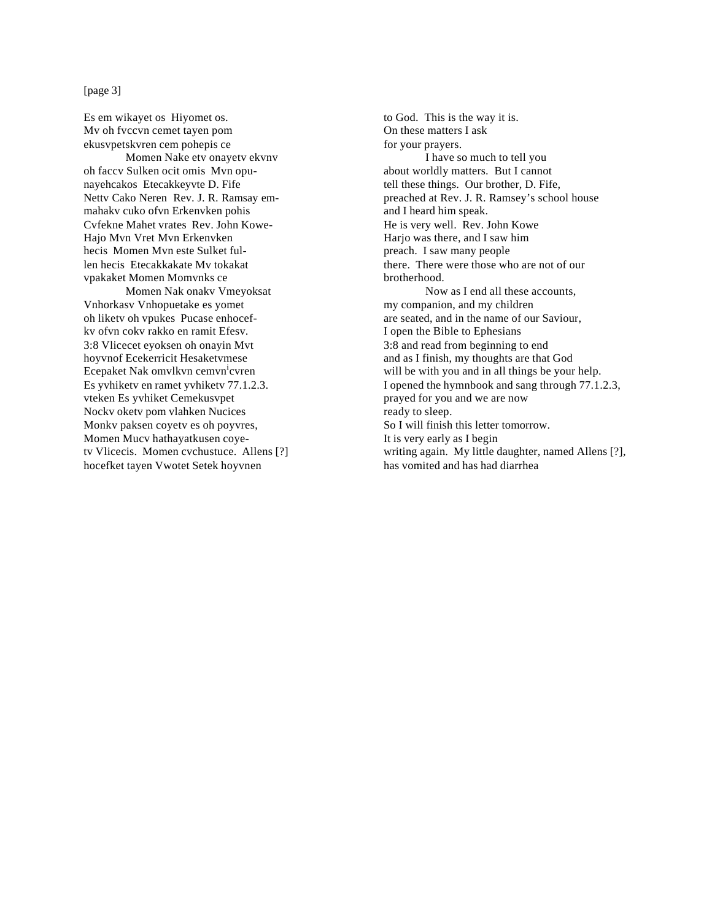[page 3]

Es em wikayet os Hiyomet os.
Mv oh fvccvn cemet tayen pom
ekusvpetskvren cem pohepis ce

Momen Nake etv onayetv ekvnv
oh faccv Sulken ocit omis Mvn opu-
nayehcakos Etecakkeyvte D. Fife
Nettv Cako Neren Rev. J. R. Ramsay em-
mahakv cuko ofvn Erkenvken pohis
Cvfekne Mahet vrates Rev. John Kowe-
Hajo Mvn Vret Mvn Erkenvken
hecis Momen Mvn este Sulket ful-
len hecis Etecakkakate Mv tokakat
vpakaket Momen Momvnks ce

Momen Nak onakv Vmeyoksat
Vnhorkasv Vnhopuetake es yomet
oh liketv oh vpukes Pucase enhocef-
kv ofvn cokv rakko en ramit Efesv.
3:8 Vlicecet eyoksen oh onayin Mvt
hoyvnof Ecekerricit Hesaketvmese
Ecepaket Nak omvlkvn cemvn[i]cvren
Es yvhiketv en ramet yvhiketv 77.1.2.3.
vteken Es yvhiket Cemekusvpet
Nockv oketv pom vlahken Nucices
Monkv paksen coyetv es oh poyvres,
Momen Mucv hathayatkusen coye-
tv Vlicecis. Momen cvchustuce. Allens [?]
hocefket tayen Vwotet Setek hoyvnen

to God. This is the way it is.
On these matters I ask
for your prayers.

I have so much to tell you
about worldly matters. But I cannot
tell these things. Our brother, D. Fife,
preached at Rev. J. R. Ramsey's school house
and I heard him speak.
He is very well. Rev. John Kowe
Harjo was there, and I saw him
preach. I saw many people
there. There were those who are not of our
brotherhood.

Now as I end all these accounts,
my companion, and my children
are seated, and in the name of our Saviour,
I open the Bible to Ephesians
3:8 and read from beginning to end
and as I finish, my thoughts are that God
will be with you and in all things be your help.
I opened the hymnbook and sang through 77.1.2.3,
prayed for you and we are now
ready to sleep.
So I will finish this letter tomorrow.
It is very early as I begin
writing again. My little daughter, named Allens [?],
has vomited and has had diarrhea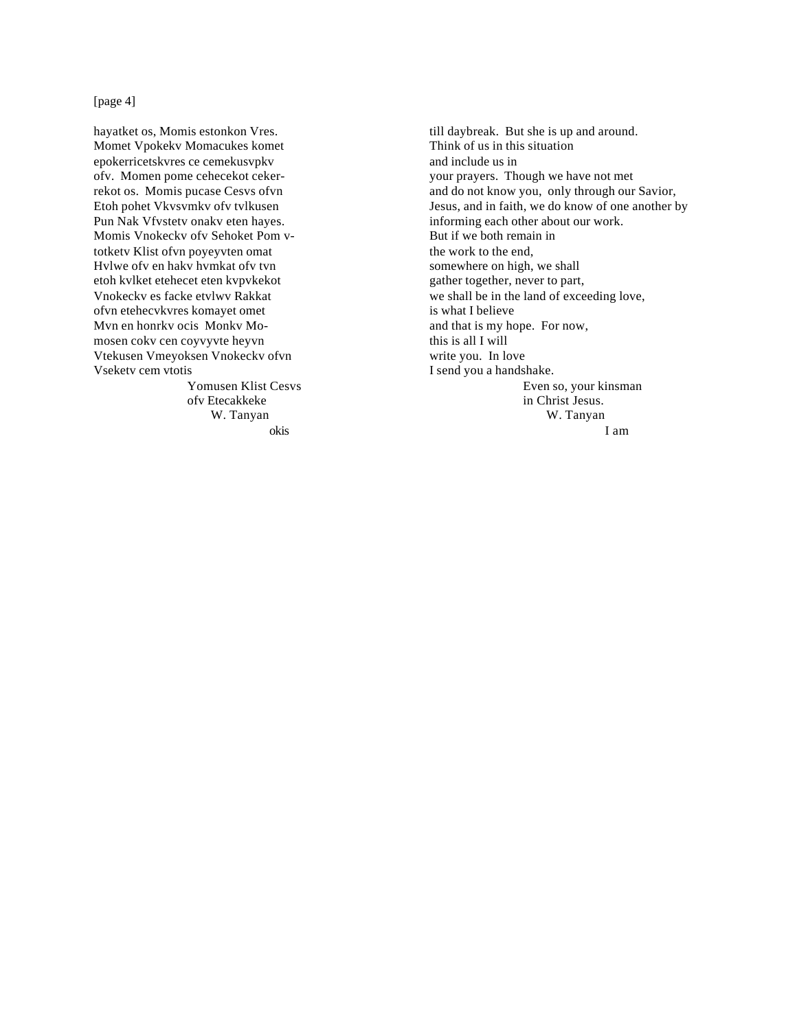[page 4]

hayatket os, Momis estonkon Vres.
Momet Vpokekv Momacukes komet
epokerricetskvres ce cemekusvpkv
ofv. Momen pome cehecekot ceker-
rekot os. Momis pucase Cesvs ofvn
Etoh pohet Vkvsvmkv ofv tvlkusen
Pun Nak Vfvstetv onakv eten hayes.
Momis Vnokeckv ofv Sehoket Pom v-
totketv Klist ofvn poyeyvten omat
Hvlwe ofv en hakv hvmkat ofv tvn
etoh kvlket etehecet eten kvpvkekot
Vnokeckv es facke etvlwv Rakkat
ofvn etehecvkvres komayet omet
Mvn en honrkv ocis Monkv Mo-
mosen cokv cen coyvyvte heyvn
Vtekusen Vmeyoksen Vnokeckv ofvn
Vseketv cem vtotis

Yomusen Klist Cesvs
ofv Etecakkeke
W. Tanyan
okis

till daybreak. But she is up and around.
Think of us in this situation
and include us in
your prayers. Though we have not met
and do not know you, only through our Savior,
Jesus, and in faith, we do know of one another by
informing each other about our work.
But if we both remain in
the work to the end,
somewhere on high, we shall
gather together, never to part,
we shall be in the land of exceeding love,
is what I believe
and that is my hope. For now,
this is all I will
write you. In love
I send you a handshake.

Even so, your kinsman
in Christ Jesus.
W. Tanyan
I am